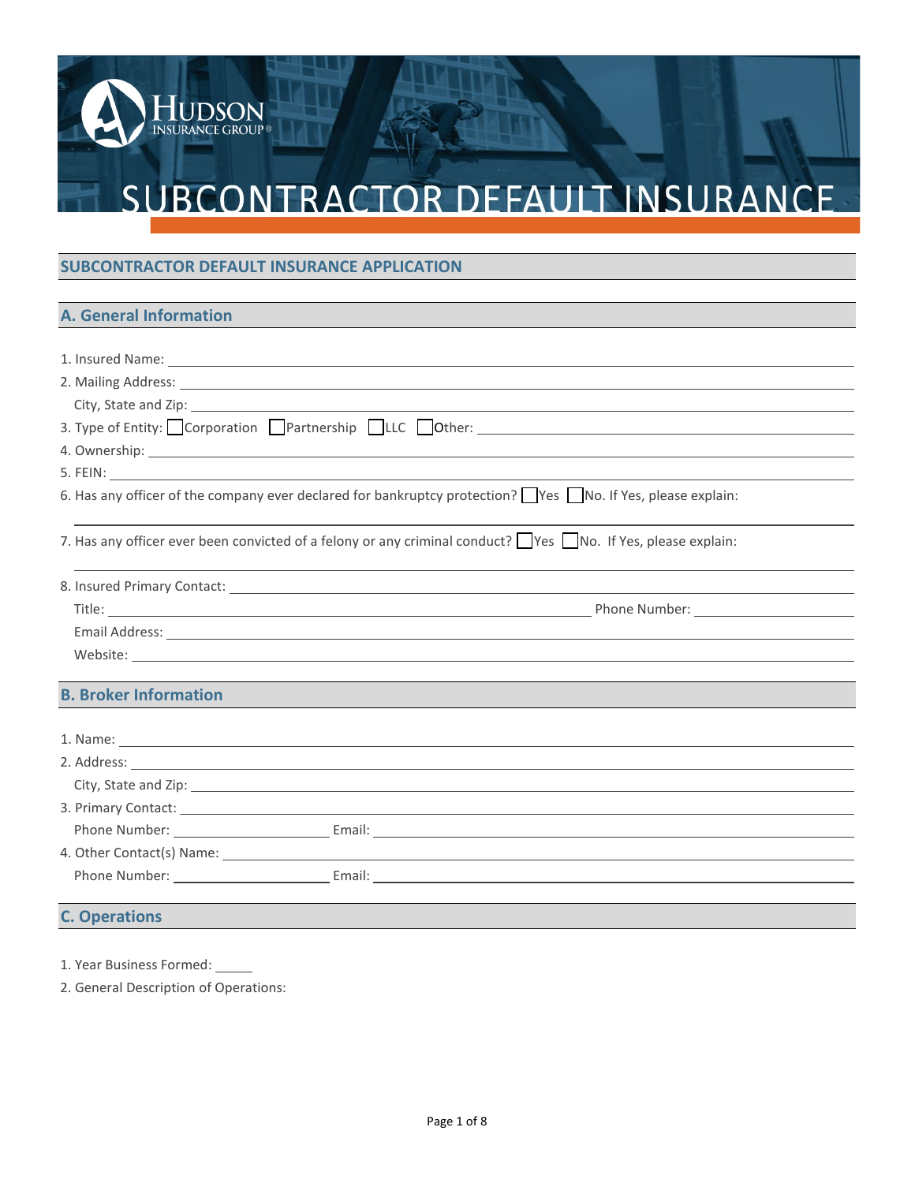HUDSON INSURANCE GROUP®

# SUBCONTRACTOR DEFAULT INSURANCE

## SUBCONTRACTOR DEFAULT INSURANCE APPLICATION

### A. General Information

1. Insured Name: \_\_\_\_\_\_\_\_\_\_\_\_\_\_\_\_
2. Mailing Address: \_\_\_\_\_\_\_\_\_\_\_\_\_\_\_\_
   City, State and Zip: \_\_\_\_\_\_\_\_\_\_\_\_\_\_\_\_
3. Type of Entity: ☐ Corporation ☐ Partnership ☐ LLC ☐ Other: \_\_\_\_\_\_\_\_\_\_\_\_\_\_\_\_
4. Ownership: \_\_\_\_\_\_\_\_\_\_\_\_\_\_\_\_
5. FEIN: \_\_\_\_\_\_\_\_\_\_\_\_\_\_\_\_
6. Has any officer of the company ever declared for bankruptcy protection? ☐ Yes ☐ No. If Yes, please explain:
   \_\_\_\_\_\_\_\_\_\_\_\_\_\_\_\_
7. Has any officer ever been convicted of a felony or any criminal conduct? ☐ Yes ☐ No. If Yes, please explain:
   \_\_\_\_\_\_\_\_\_\_\_\_\_\_\_\_
8. Insured Primary Contact: \_\_\_\_\_\_\_\_\_\_\_\_\_\_\_\_
   Title: \_\_\_\_\_\_\_\_\_\_\_\_\_\_\_\_ Phone Number: \_\_\_\_\_\_\_\_\_\_\_\_\_\_\_\_
   Email Address: \_\_\_\_\_\_\_\_\_\_\_\_\_\_\_\_
   Website: \_\_\_\_\_\_\_\_\_\_\_\_\_\_\_\_

### B. Broker Information

1. Name: \_\_\_\_\_\_\_\_\_\_\_\_\_\_\_\_
2. Address: \_\_\_\_\_\_\_\_\_\_\_\_\_\_\_\_
   City, State and Zip: \_\_\_\_\_\_\_\_\_\_\_\_\_\_\_\_
3. Primary Contact: \_\_\_\_\_\_\_\_\_\_\_\_\_\_\_\_
   Phone Number: \_\_\_\_\_\_\_\_\_\_\_\_\_\_\_\_ Email: \_\_\_\_\_\_\_\_\_\_\_\_\_\_\_\_
4. Other Contact(s) Name: \_\_\_\_\_\_\_\_\_\_\_\_\_\_\_\_
   Phone Number: \_\_\_\_\_\_\_\_\_\_\_\_\_\_\_\_ Email: \_\_\_\_\_\_\_\_\_\_\_\_\_\_\_\_

### C. Operations

1. Year Business Formed: \_\_\_\_\_\_
2. General Description of Operations: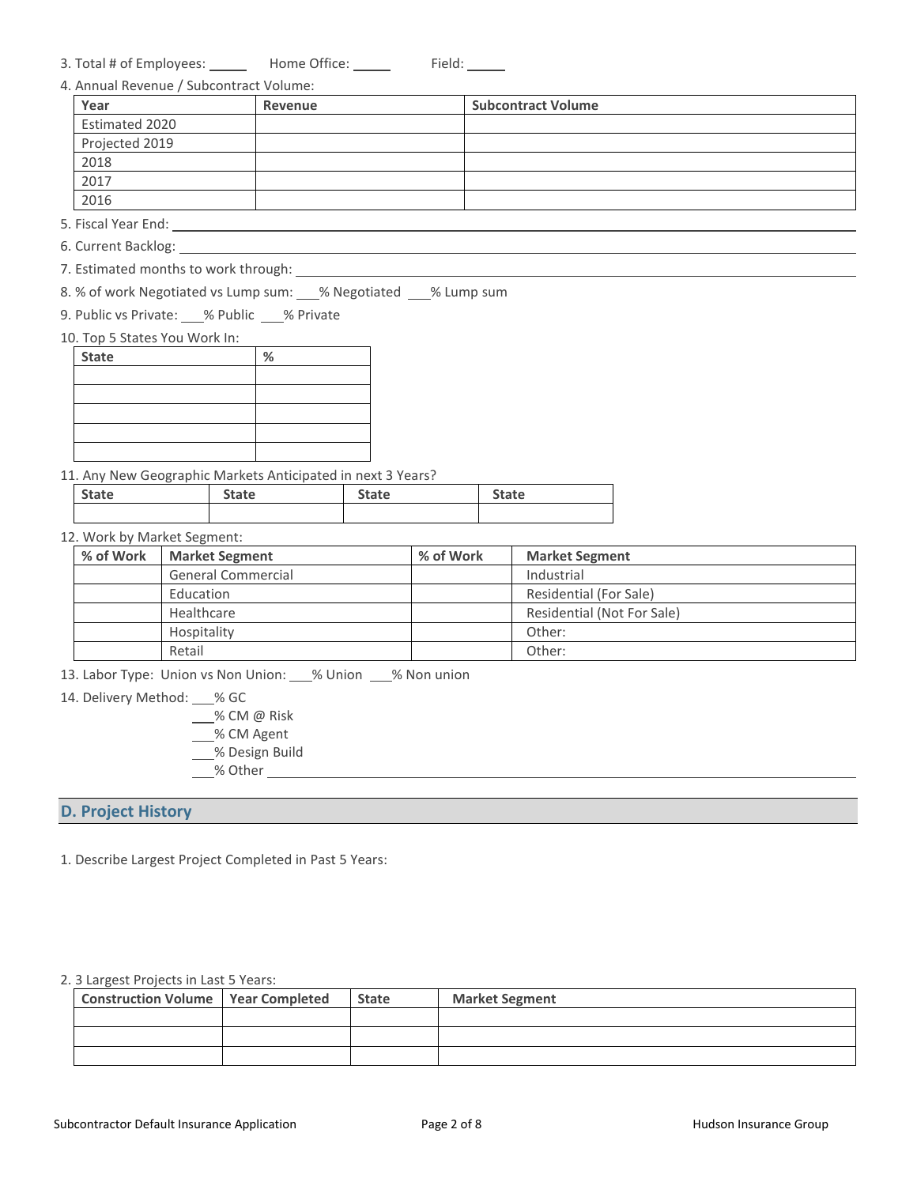3. Total # of Employees: _____ Home Office: _____ Field: _____

4. Annual Revenue / Subcontract Volume:

| Year | Revenue | Subcontract Volume |
|---|---|---|
| Estimated 2020 | | |
| Projected 2019 | | |
| 2018 | | |
| 2017 | | |
| 2016 | | |

5. Fiscal Year End: ______________________________

6. Current Backlog: ______________________________

7. Estimated months to work through: ______________________________

8. % of work Negotiated vs Lump sum: ___% Negotiated ___% Lump sum

9. Public vs Private: ___% Public ___% Private

10. Top 5 States You Work In:

| State | % |
|---|---|
| | |
| | |
| | |
| | |
| | |

11. Any New Geographic Markets Anticipated in next 3 Years?

| State | State | State | State |
|---|---|---|---|
| | | | |

12. Work by Market Segment:

| % of Work | Market Segment | % of Work | Market Segment |
|---|---|---|---|
| | General Commercial | | Industrial |
| | Education | | Residential (For Sale) |
| | Healthcare | | Residential (Not For Sale) |
| | Hospitality | | Other: |
| | Retail | | Other: |

13. Labor Type: Union vs Non Union: ___% Union ___% Non union

14. Delivery Method: ___% GC
___% CM @ Risk
___% CM Agent
___% Design Build
___% Other ______________________________

## D. Project History

1. Describe Largest Project Completed in Past 5 Years:

2. 3 Largest Projects in Last 5 Years:

| Construction Volume | Year Completed | State | Market Segment |
|---|---|---|---|
| | | | |
| | | | |
| | | | |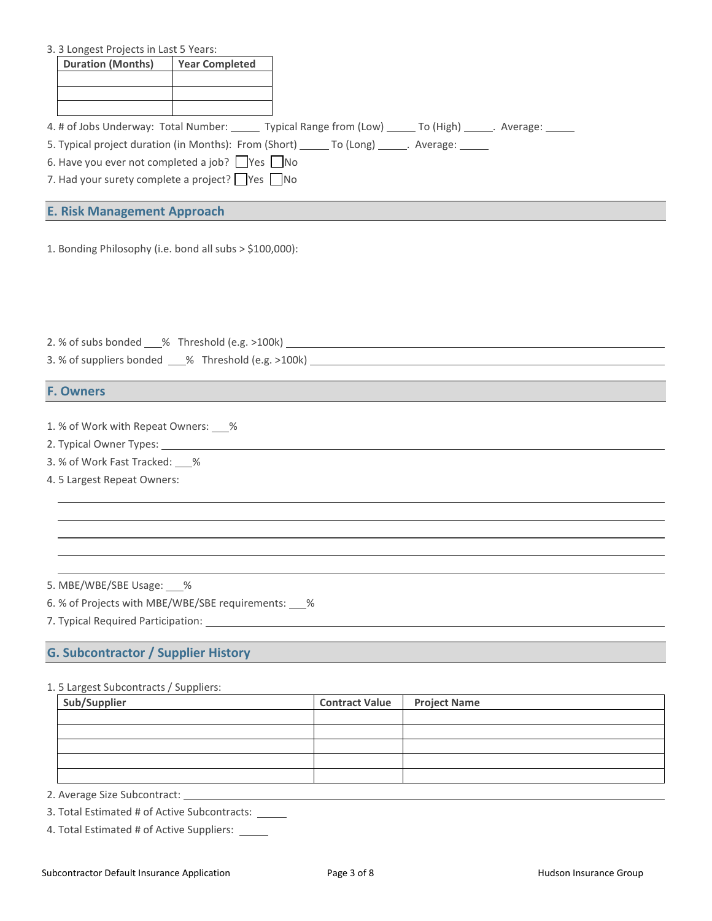3. 3 Longest Projects in Last 5 Years:

| Duration (Months) | Year Completed |
|---|---|
| | |
| | |
| | |

4. # of Jobs Underway: Total Number: _____ Typical Range from (Low) _____ To (High) _____. Average: _____
5. Typical project duration (in Months): From (Short) _____ To (Long) _____. Average: _____
6. Have you ever not completed a job? ☐ Yes ☐ No
7. Had your surety complete a project? ☐ Yes ☐ No

## E. Risk Management Approach

1. Bonding Philosophy (i.e. bond all subs > $100,000):

2. % of subs bonded ___% Threshold (e.g. >100k) ____________________
3. % of suppliers bonded ___% Threshold (e.g. >100k) ____________________

## F. Owners

1. % of Work with Repeat Owners: ___%
2. Typical Owner Types: ____________________
3. % of Work Fast Tracked: ___%
4. 5 Largest Repeat Owners:

____________________
____________________
____________________
____________________
____________________

5. MBE/WBE/SBE Usage: ___%
6. % of Projects with MBE/WBE/SBE requirements: ___%
7. Typical Required Participation: ____________________

## G. Subcontractor / Supplier History

1. 5 Largest Subcontracts / Suppliers:

| Sub/Supplier | Contract Value | Project Name |
|---|---|---|
| | | |
| | | |
| | | |
| | | |
| | | |

2. Average Size Subcontract: ____________________
3. Total Estimated # of Active Subcontracts: _____
4. Total Estimated # of Active Suppliers: _____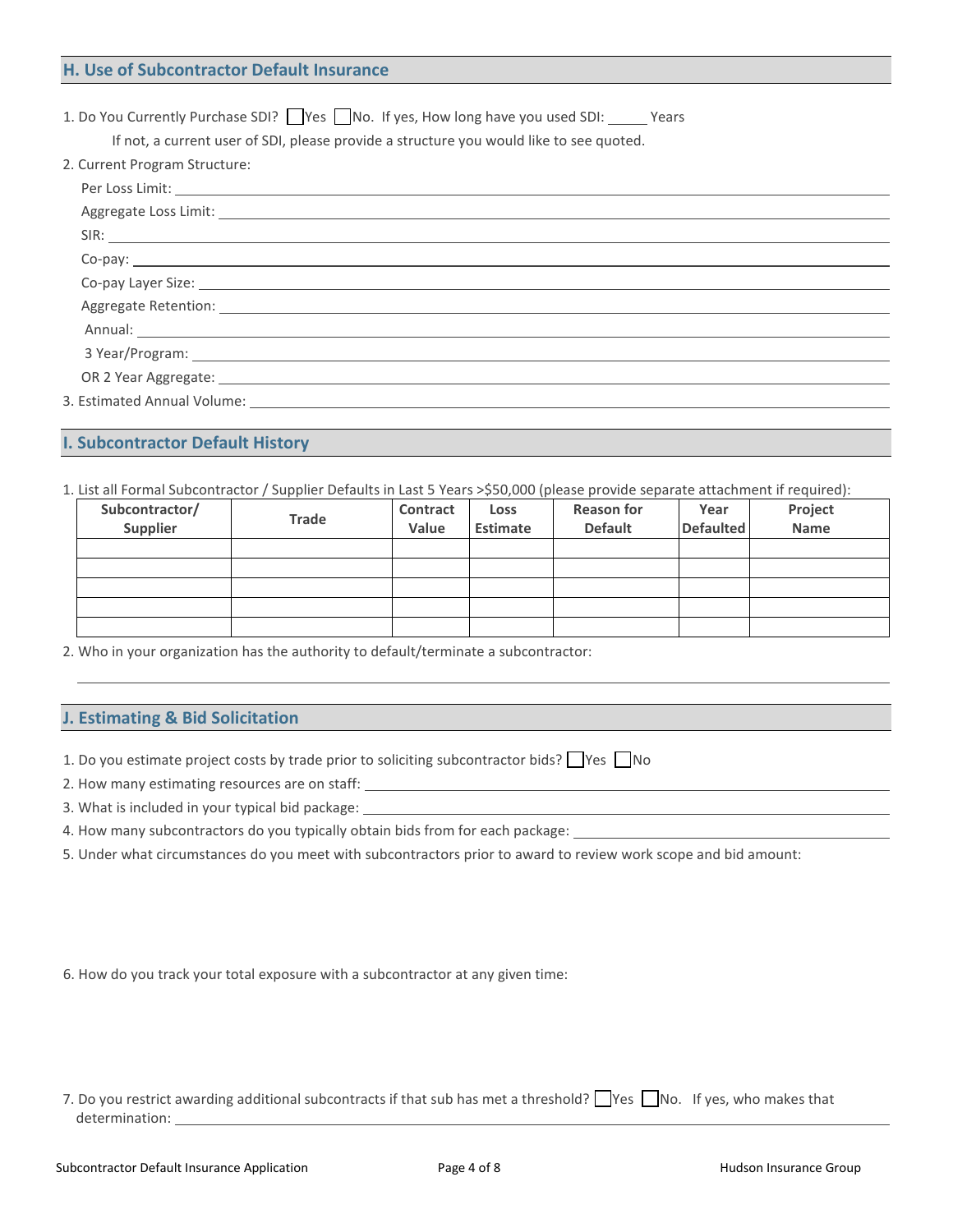## H. Use of Subcontractor Default Insurance

1. Do You Currently Purchase SDI? ☐ Yes ☐ No. If yes, How long have you used SDI: _____ Years

   If not, a current user of SDI, please provide a structure you would like to see quoted.

2. Current Program Structure:

   Per Loss Limit: ______________________________

   Aggregate Loss Limit: ______________________________

   SIR: ______________________________

   Co-pay: ______________________________

   Co-pay Layer Size: ______________________________

   Aggregate Retention: ______________________________

   Annual: ______________________________

   3 Year/Program: ______________________________

   OR 2 Year Aggregate: ______________________________

3. Estimated Annual Volume: ______________________________

## I. Subcontractor Default History

1. List all Formal Subcontractor / Supplier Defaults in Last 5 Years >$50,000 (please provide separate attachment if required):

| Subcontractor/ Supplier | Trade | Contract Value | Loss Estimate | Reason for Default | Year Defaulted | Project Name |
|---|---|---|---|---|---|---|
| | | | | | | |
| | | | | | | |
| | | | | | | |
| | | | | | | |
| | | | | | | |

2. Who in your organization has the authority to default/terminate a subcontractor:

   ______________________________

## J. Estimating & Bid Solicitation

1. Do you estimate project costs by trade prior to soliciting subcontractor bids? ☐ Yes ☐ No
2. How many estimating resources are on staff: ______________________________
3. What is included in your typical bid package: ______________________________
4. How many subcontractors do you typically obtain bids from for each package: ______________________________
5. Under what circumstances do you meet with subcontractors prior to award to review work scope and bid amount:

6. How do you track your total exposure with a subcontractor at any given time:

7. Do you restrict awarding additional subcontracts if that sub has met a threshold? ☐ Yes ☐ No. If yes, who makes that determination: ______________________________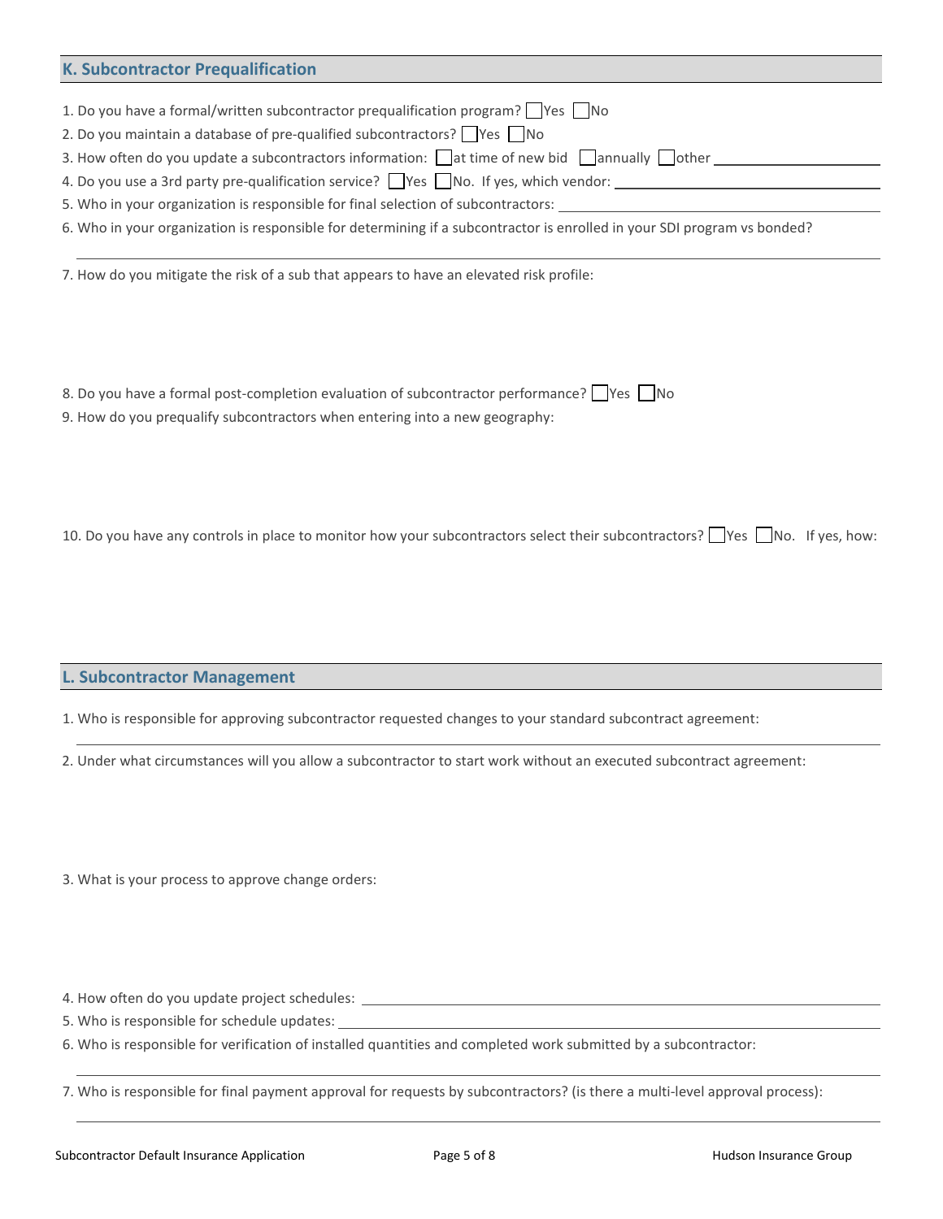## K. Subcontractor Prequalification

1. Do you have a formal/written subcontractor prequalification program? ☐ Yes ☐ No
2. Do you maintain a database of pre-qualified subcontractors? ☐ Yes ☐ No
3. How often do you update a subcontractors information: ☐ at time of new bid ☐ annually ☐ other ____________________
4. Do you use a 3rd party pre-qualification service? ☐ Yes ☐ No. If yes, which vendor: ____________________
5. Who in your organization is responsible for final selection of subcontractors: ____________________
6. Who in your organization is responsible for determining if a subcontractor is enrolled in your SDI program vs bonded?

   ____________________

7. How do you mitigate the risk of a sub that appears to have an elevated risk profile:

8. Do you have a formal post-completion evaluation of subcontractor performance? ☐ Yes ☐ No
9. How do you prequalify subcontractors when entering into a new geography:

10. Do you have any controls in place to monitor how your subcontractors select their subcontractors? ☐ Yes ☐ No. If yes, how:

## L. Subcontractor Management

1. Who is responsible for approving subcontractor requested changes to your standard subcontract agreement:

   ____________________

2. Under what circumstances will you allow a subcontractor to start work without an executed subcontract agreement:

3. What is your process to approve change orders:

4. How often do you update project schedules: ____________________
5. Who is responsible for schedule updates: ____________________
6. Who is responsible for verification of installed quantities and completed work submitted by a subcontractor:

   ____________________

7. Who is responsible for final payment approval for requests by subcontractors? (is there a multi-level approval process):

   ____________________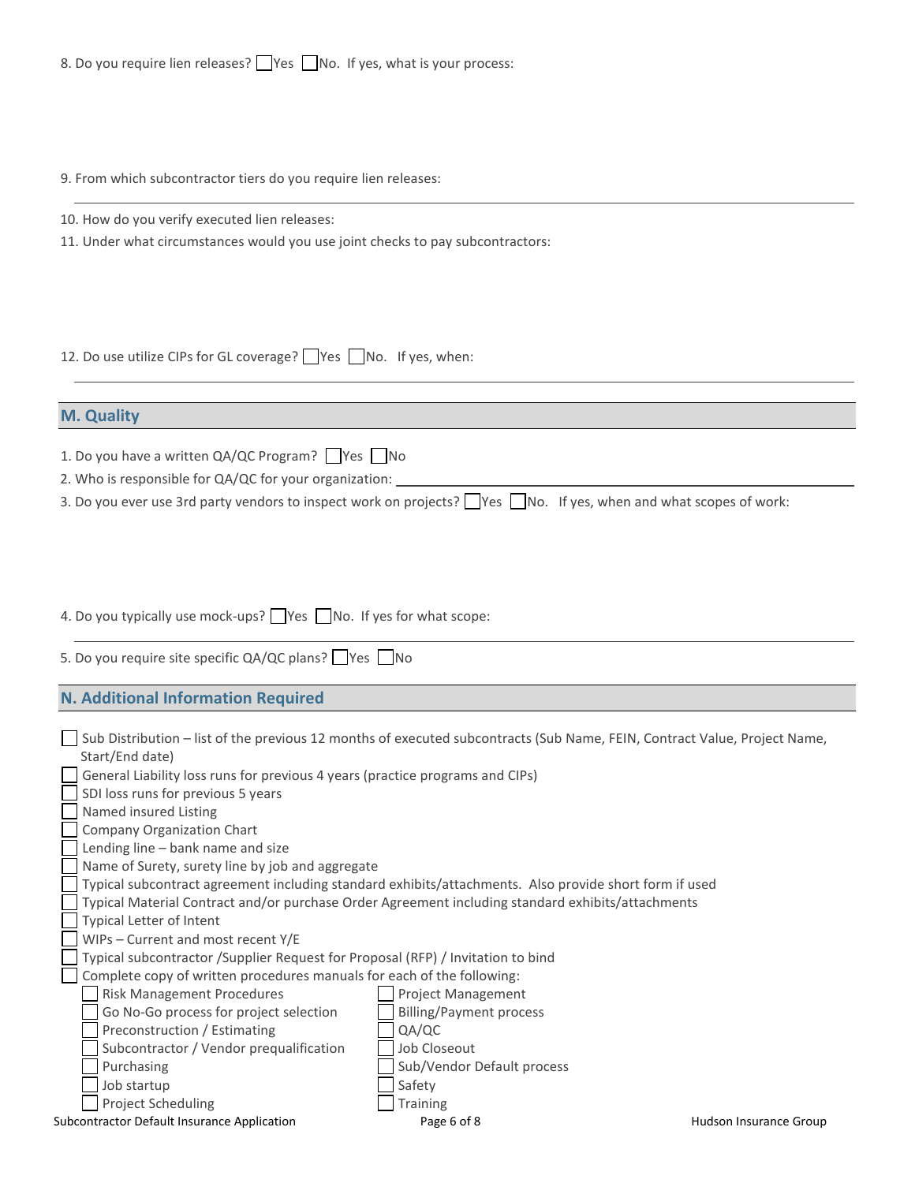8. Do you require lien releases? ☐ Yes ☐ No. If yes, what is your process:

9. From which subcontractor tiers do you require lien releases:

10. How do you verify executed lien releases:

11. Under what circumstances would you use joint checks to pay subcontractors:

12. Do use utilize CIPs for GL coverage? ☐ Yes ☐ No. If yes, when:

## M. Quality

1. Do you have a written QA/QC Program? ☐ Yes ☐ No
2. Who is responsible for QA/QC for your organization: ______________________________
3. Do you ever use 3rd party vendors to inspect work on projects? ☐ Yes ☐ No. If yes, when and what scopes of work:

4. Do you typically use mock-ups? ☐ Yes ☐ No. If yes for what scope:

5. Do you require site specific QA/QC plans? ☐ Yes ☐ No

## N. Additional Information Required

- ☐ Sub Distribution – list of the previous 12 months of executed subcontracts (Sub Name, FEIN, Contract Value, Project Name, Start/End date)
- ☐ General Liability loss runs for previous 4 years (practice programs and CIPs)
- ☐ SDI loss runs for previous 5 years
- ☐ Named insured Listing
- ☐ Company Organization Chart
- ☐ Lending line – bank name and size
- ☐ Name of Surety, surety line by job and aggregate
- ☐ Typical subcontract agreement including standard exhibits/attachments. Also provide short form if used
- ☐ Typical Material Contract and/or purchase Order Agreement including standard exhibits/attachments
- ☐ Typical Letter of Intent
- ☐ WIPs – Current and most recent Y/E
- ☐ Typical subcontractor /Supplier Request for Proposal (RFP) / Invitation to bind
- ☐ Complete copy of written procedures manuals for each of the following:
  - ☐ Risk Management Procedures
  - ☐ Go No-Go process for project selection
  - ☐ Preconstruction / Estimating
  - ☐ Subcontractor / Vendor prequalification
  - ☐ Purchasing
  - ☐ Job startup
  - ☐ Project Scheduling
  - ☐ Project Management
  - ☐ Billing/Payment process
  - ☐ QA/QC
  - ☐ Job Closeout
  - ☐ Sub/Vendor Default process
  - ☐ Safety
  - ☐ Training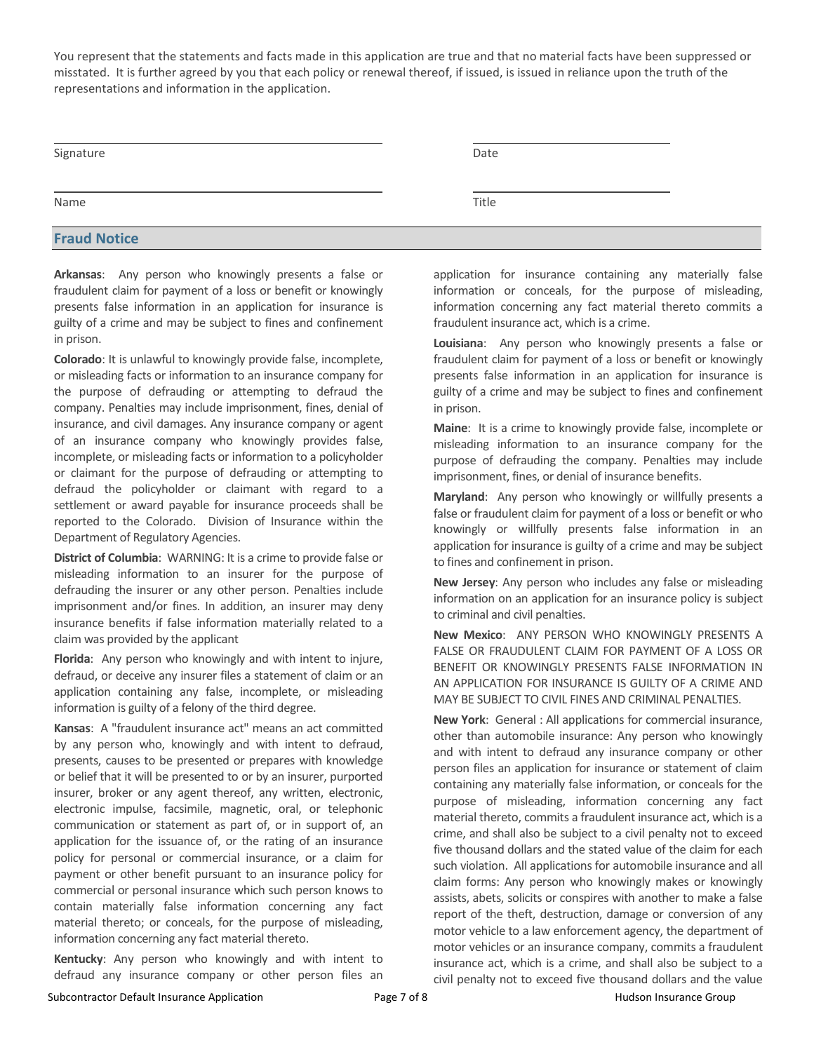You represent that the statements and facts made in this application are true and that no material facts have been suppressed or misstated. It is further agreed by you that each policy or renewal thereof, if issued, is issued in reliance upon the truth of the representations and information in the application.

| | |
|---|---|
| Signature | Date |
| Name | Title |

## Fraud Notice

**Arkansas**: Any person who knowingly presents a false or fraudulent claim for payment of a loss or benefit or knowingly presents false information in an application for insurance is guilty of a crime and may be subject to fines and confinement in prison.

**Colorado**: It is unlawful to knowingly provide false, incomplete, or misleading facts or information to an insurance company for the purpose of defrauding or attempting to defraud the company. Penalties may include imprisonment, fines, denial of insurance, and civil damages. Any insurance company or agent of an insurance company who knowingly provides false, incomplete, or misleading facts or information to a policyholder or claimant for the purpose of defrauding or attempting to defraud the policyholder or claimant with regard to a settlement or award payable for insurance proceeds shall be reported to the Colorado. Division of Insurance within the Department of Regulatory Agencies.

**District of Columbia**: WARNING: It is a crime to provide false or misleading information to an insurer for the purpose of defrauding the insurer or any other person. Penalties include imprisonment and/or fines. In addition, an insurer may deny insurance benefits if false information materially related to a claim was provided by the applicant

**Florida**: Any person who knowingly and with intent to injure, defraud, or deceive any insurer files a statement of claim or an application containing any false, incomplete, or misleading information is guilty of a felony of the third degree.

**Kansas**: A "fraudulent insurance act" means an act committed by any person who, knowingly and with intent to defraud, presents, causes to be presented or prepares with knowledge or belief that it will be presented to or by an insurer, purported insurer, broker or any agent thereof, any written, electronic, electronic impulse, facsimile, magnetic, oral, or telephonic communication or statement as part of, or in support of, an application for the issuance of, or the rating of an insurance policy for personal or commercial insurance, or a claim for payment or other benefit pursuant to an insurance policy for commercial or personal insurance which such person knows to contain materially false information concerning any fact material thereto; or conceals, for the purpose of misleading, information concerning any fact material thereto.

**Kentucky**: Any person who knowingly and with intent to defraud any insurance company or other person files an application for insurance containing any materially false information or conceals, for the purpose of misleading, information concerning any fact material thereto commits a fraudulent insurance act, which is a crime.

**Louisiana**: Any person who knowingly presents a false or fraudulent claim for payment of a loss or benefit or knowingly presents false information in an application for insurance is guilty of a crime and may be subject to fines and confinement in prison.

**Maine**: It is a crime to knowingly provide false, incomplete or misleading information to an insurance company for the purpose of defrauding the company. Penalties may include imprisonment, fines, or denial of insurance benefits.

**Maryland**: Any person who knowingly or willfully presents a false or fraudulent claim for payment of a loss or benefit or who knowingly or willfully presents false information in an application for insurance is guilty of a crime and may be subject to fines and confinement in prison.

**New Jersey**: Any person who includes any false or misleading information on an application for an insurance policy is subject to criminal and civil penalties.

**New Mexico**: ANY PERSON WHO KNOWINGLY PRESENTS A FALSE OR FRAUDULENT CLAIM FOR PAYMENT OF A LOSS OR BENEFIT OR KNOWINGLY PRESENTS FALSE INFORMATION IN AN APPLICATION FOR INSURANCE IS GUILTY OF A CRIME AND MAY BE SUBJECT TO CIVIL FINES AND CRIMINAL PENALTIES.

**New York**: General : All applications for commercial insurance, other than automobile insurance: Any person who knowingly and with intent to defraud any insurance company or other person files an application for insurance or statement of claim containing any materially false information, or conceals for the purpose of misleading, information concerning any fact material thereto, commits a fraudulent insurance act, which is a crime, and shall also be subject to a civil penalty not to exceed five thousand dollars and the stated value of the claim for each such violation. All applications for automobile insurance and all claim forms: Any person who knowingly makes or knowingly assists, abets, solicits or conspires with another to make a false report of the theft, destruction, damage or conversion of any motor vehicle to a law enforcement agency, the department of motor vehicles or an insurance company, commits a fraudulent insurance act, which is a crime, and shall also be subject to a civil penalty not to exceed five thousand dollars and the value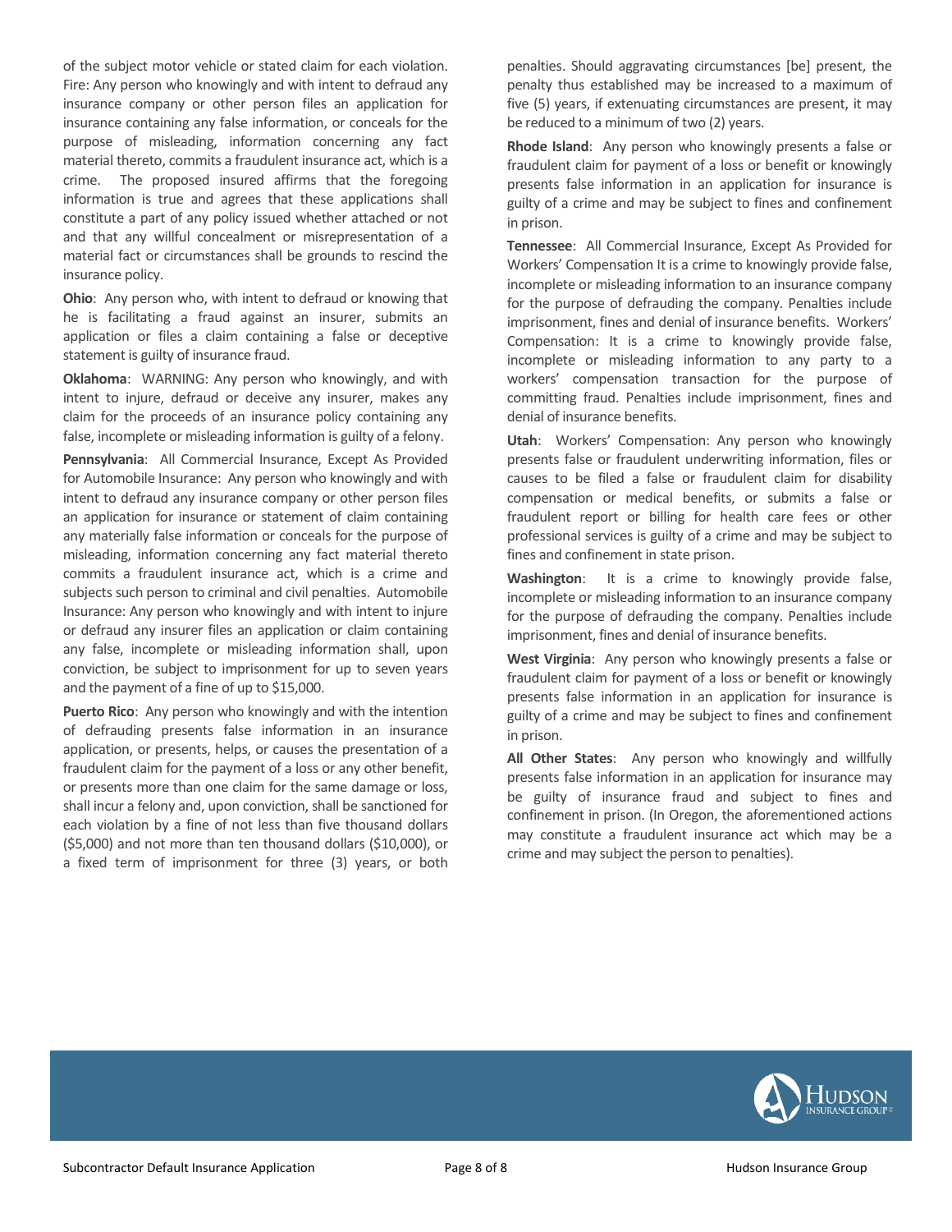of the subject motor vehicle or stated claim for each violation. Fire: Any person who knowingly and with intent to defraud any insurance company or other person files an application for insurance containing any false information, or conceals for the purpose of misleading, information concerning any fact material thereto, commits a fraudulent insurance act, which is a crime. The proposed insured affirms that the foregoing information is true and agrees that these applications shall constitute a part of any policy issued whether attached or not and that any willful concealment or misrepresentation of a material fact or circumstances shall be grounds to rescind the insurance policy.

**Ohio**: Any person who, with intent to defraud or knowing that he is facilitating a fraud against an insurer, submits an application or files a claim containing a false or deceptive statement is guilty of insurance fraud.

**Oklahoma**: WARNING: Any person who knowingly, and with intent to injure, defraud or deceive any insurer, makes any claim for the proceeds of an insurance policy containing any false, incomplete or misleading information is guilty of a felony.

**Pennsylvania**: All Commercial Insurance, Except As Provided for Automobile Insurance: Any person who knowingly and with intent to defraud any insurance company or other person files an application for insurance or statement of claim containing any materially false information or conceals for the purpose of misleading, information concerning any fact material thereto commits a fraudulent insurance act, which is a crime and subjects such person to criminal and civil penalties. Automobile Insurance: Any person who knowingly and with intent to injure or defraud any insurer files an application or claim containing any false, incomplete or misleading information shall, upon conviction, be subject to imprisonment for up to seven years and the payment of a fine of up to $15,000.

**Puerto Rico**: Any person who knowingly and with the intention of defrauding presents false information in an insurance application, or presents, helps, or causes the presentation of a fraudulent claim for the payment of a loss or any other benefit, or presents more than one claim for the same damage or loss, shall incur a felony and, upon conviction, shall be sanctioned for each violation by a fine of not less than five thousand dollars ($5,000) and not more than ten thousand dollars ($10,000), or a fixed term of imprisonment for three (3) years, or both penalties. Should aggravating circumstances [be] present, the penalty thus established may be increased to a maximum of five (5) years, if extenuating circumstances are present, it may be reduced to a minimum of two (2) years.

**Rhode Island**: Any person who knowingly presents a false or fraudulent claim for payment of a loss or benefit or knowingly presents false information in an application for insurance is guilty of a crime and may be subject to fines and confinement in prison.

**Tennessee**: All Commercial Insurance, Except As Provided for Workers' Compensation It is a crime to knowingly provide false, incomplete or misleading information to an insurance company for the purpose of defrauding the company. Penalties include imprisonment, fines and denial of insurance benefits. Workers' Compensation: It is a crime to knowingly provide false, incomplete or misleading information to any party to a workers' compensation transaction for the purpose of committing fraud. Penalties include imprisonment, fines and denial of insurance benefits.

**Utah**: Workers' Compensation: Any person who knowingly presents false or fraudulent underwriting information, files or causes to be filed a false or fraudulent claim for disability compensation or medical benefits, or submits a false or fraudulent report or billing for health care fees or other professional services is guilty of a crime and may be subject to fines and confinement in state prison.

**Washington**: It is a crime to knowingly provide false, incomplete or misleading information to an insurance company for the purpose of defrauding the company. Penalties include imprisonment, fines and denial of insurance benefits.

**West Virginia**: Any person who knowingly presents a false or fraudulent claim for payment of a loss or benefit or knowingly presents false information in an application for insurance is guilty of a crime and may be subject to fines and confinement in prison.

**All Other States**: Any person who knowingly and willfully presents false information in an application for insurance may be guilty of insurance fraud and subject to fines and confinement in prison. (In Oregon, the aforementioned actions may constitute a fraudulent insurance act which may be a crime and may subject the person to penalties).